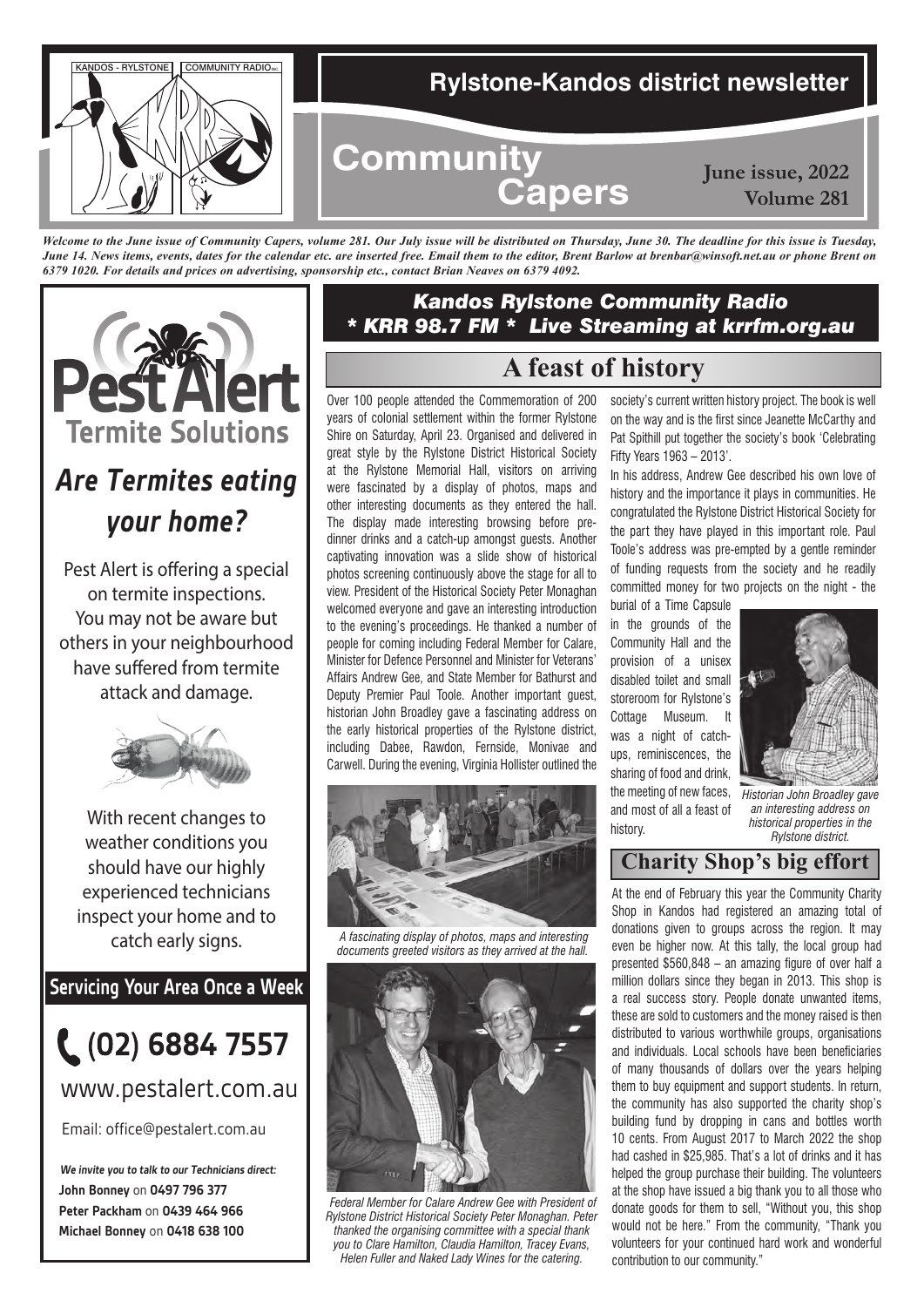KANDOS - RYLSTONE COMMUNITY RADIO INC.

# Rylstone-Kandos district newsletter

# Community Capers

**June issue, 2022**
**Volume 281**

***Welcome to the June issue of Community Capers, volume 281. Our July issue will be distributed on Thursday, June 30. The deadline for this issue is Tuesday, June 14. News items, events, dates for the calendar etc. are inserted free. Email them to the editor, Brent Barlow at brenbar@winsoft.net.au or phone Brent on 6379 1020. For details and prices on advertising, sponsorship etc., contact Brian Neaves on 6379 4092.***

**Pest Alert**
**Termite Solutions**

***Are Termites eating your home?***

Pest Alert is offering a special on termite inspections. You may not be aware but others in your neighbourhood have suffered from termite attack and damage.

With recent changes to weather conditions you should have our highly experienced technicians inspect your home and to catch early signs.

**Servicing Your Area Once a Week**

**(02) 6884 7557**

www.pestalert.com.au

Email: office@pestalert.com.au

*We invite you to talk to our Technicians direct:*
**John Bonney** on **0497 796 377**
**Peter Packham** on **0439 464 966**
**Michael Bonney** on **0418 638 100**

***Kandos Rylstone Community Radio***
***\* KRR 98.7 FM \* Live Streaming at krrfm.org.au***

## A feast of history

Over 100 people attended the Commemoration of 200 years of colonial settlement within the former Rylstone Shire on Saturday, April 23. Organised and delivered in great style by the Rylstone District Historical Society at the Rylstone Memorial Hall, visitors on arriving were fascinated by a display of photos, maps and other interesting documents as they entered the hall. The display made interesting browsing before pre-dinner drinks and a catch-up amongst guests. Another captivating innovation was a slide show of historical photos screening continuously above the stage for all to view. President of the Historical Society Peter Monaghan welcomed everyone and gave an interesting introduction to the evening's proceedings. He thanked a number of people for coming including Federal Member for Calare, Minister for Defence Personnel and Minister for Veterans' Affairs Andrew Gee, and State Member for Bathurst and Deputy Premier Paul Toole. Another important guest, historian John Broadley gave a fascinating address on the early historical properties of the Rylstone district, including Dabee, Rawdon, Fernside, Monivae and Carwell. During the evening, Virginia Hollister outlined the society's current written history project. The book is well on the way and is the first since Jeanette McCarthy and Pat Spithill put together the society's book 'Celebrating Fifty Years 1963 – 2013'.

In his address, Andrew Gee described his own love of history and the importance it plays in communities. He congratulated the Rylstone District Historical Society for the part they have played in this important role. Paul Toole's address was pre-empted by a gentle reminder of funding requests from the society and he readily committed money for two projects on the night - the burial of a Time Capsule in the grounds of the Community Hall and the provision of a unisex disabled toilet and small storeroom for Rylstone's Cottage Museum. It was a night of catch-ups, reminiscences, the sharing of food and drink, the meeting of new faces, and most of all a feast of history.

*A fascinating display of photos, maps and interesting documents greeted visitors as they arrived at the hall.*

*Federal Member for Calare Andrew Gee with President of Rylstone District Historical Society Peter Monaghan. Peter thanked the organising committee with a special thank you to Clare Hamilton, Claudia Hamilton, Tracey Evans, Helen Fuller and Naked Lady Wines for the catering.*

*Historian John Broadley gave an interesting address on historical properties in the Rylstone district.*

## Charity Shop's big effort

At the end of February this year the Community Charity Shop in Kandos had registered an amazing total of donations given to groups across the region. It may even be higher now. At this tally, the local group had presented $560,848 – an amazing figure of over half a million dollars since they began in 2013. This shop is a real success story. People donate unwanted items, these are sold to customers and the money raised is then distributed to various worthwhile groups, organisations and individuals. Local schools have been beneficiaries of many thousands of dollars over the years helping them to buy equipment and support students. In return, the community has also supported the charity shop's building fund by dropping in cans and bottles worth 10 cents. From August 2017 to March 2022 the shop had cashed in $25,985. That's a lot of drinks and it has helped the group purchase their building. The volunteers at the shop have issued a big thank you to all those who donate goods for them to sell, "Without you, this shop would not be here." From the community, "Thank you volunteers for your continued hard work and wonderful contribution to our community."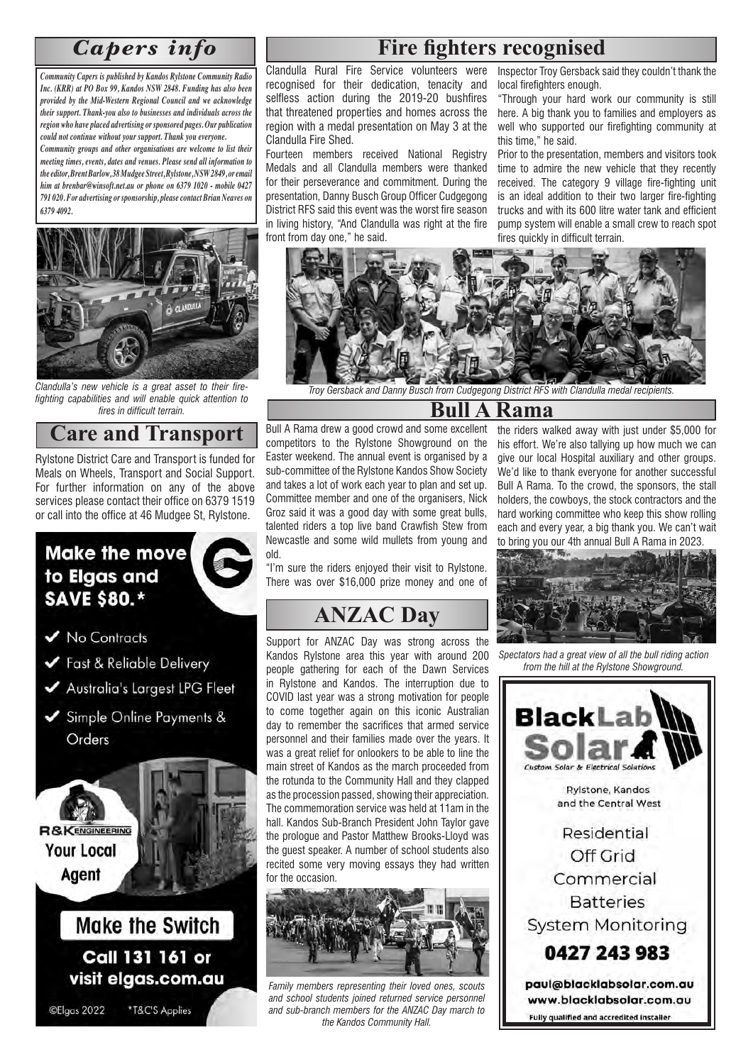## Capers info

*Community Capers is published by Kandos Rylstone Community Radio Inc. (KRR) at PO Box 99, Kandos NSW 2848. Funding has also been provided by the Mid-Western Regional Council and we acknowledge their support. Thank-you also to businesses and individuals across the region who have placed advertising or sponsored pages. Our publication could not continue without your support. Thank you everyone.*

*Community groups and other organisations are welcome to list their meeting times, events, dates and venues. Please send all information to the editor, Brent Barlow, 38 Mudgee Street, Rylstone, NSW 2849, or email him at brenbar@winsoft.net.au or phone on 6379 1020 - mobile 0427 791 020. For advertising or sponsorship, please contact Brian Neaves on 6379 4092.*

*Clandulla's new vehicle is a great asset to their fire-fighting capabilities and will enable quick attention to fires in difficult terrain.*

## Care and Transport

Rylstone District Care and Transport is funded for Meals on Wheels, Transport and Social Support. For further information on any of the above services please contact their office on 6379 1519 or call into the office at 46 Mudgee St, Rylstone.

**Make the move to Elgas and SAVE $80.***

- No Contracts
- Fast & Reliable Delivery
- Australia's Largest LPG Fleet
- Simple Online Payments & Orders

R&K ENGINEERING Your Local Agent

**Make the Switch**

**Call 131 161 or visit elgas.com.au**

©Elgas 2022 *T&C'S Applies

## Fire fighters recognised

Clandulla Rural Fire Service volunteers were recognised for their dedication, tenacity and selfless action during the 2019-20 bushfires that threatened properties and homes across the region with a medal presentation on May 3 at the Clandulla Fire Shed.

Fourteen members received National Registry Medals and all Clandulla members were thanked for their perseverance and commitment. During the presentation, Danny Busch Group Officer Cudgegong District RFS said this event was the worst fire season in living history, "And Clandulla was right at the fire front from day one," he said.

Inspector Troy Gersback said they couldn't thank the local firefighters enough.

"Through your hard work our community is still here. A big thank you to families and employers as well who supported our firefighting community at this time," he said.

Prior to the presentation, members and visitors took time to admire the new vehicle that they recently received. The category 9 village fire-fighting unit is an ideal addition to their two larger fire-fighting trucks and with its 600 litre water tank and efficient pump system will enable a small crew to reach spot fires quickly in difficult terrain.

*Troy Gersback and Danny Busch from Cudgegong District RFS with Clandulla medal recipients.*

## Bull A Rama

Bull A Rama drew a good crowd and some excellent competitors to the Rylstone Showground on the Easter weekend. The annual event is organised by a sub-committee of the Rylstone Kandos Show Society and takes a lot of work each year to plan and set up. Committee member and one of the organisers, Nick Groz said it was a good day with some great bulls, talented riders a top live band Crawfish Stew from Newcastle and some wild mullets from young and old.

"I'm sure the riders enjoyed their visit to Rylstone. There was over $16,000 prize money and one of the riders walked away with just under $5,000 for his effort. We're also tallying up how much we can give our local Hospital auxiliary and other groups. We'd like to thank everyone for another successful Bull A Rama. To the crowd, the sponsors, the stall holders, the cowboys, the stock contractors and the hard working committee who keep this show rolling each and every year, a big thank you. We can't wait to bring you our 4th annual Bull A Rama in 2023.

*Spectators had a great view of all the bull riding action from the hill at the Rylstone Showground.*

## ANZAC Day

Support for ANZAC Day was strong across the Kandos Rylstone area this year with around 200 people gathering for each of the Dawn Services in Rylstone and Kandos. The interruption due to COVID last year was a strong motivation for people to come together again on this iconic Australian day to remember the sacrifices that armed service personnel and their families made over the years. It was a great relief for onlookers to be able to line the main street of Kandos as the march proceeded from the rotunda to the Community Hall and they clapped as the procession passed, showing their appreciation. The commemoration service was held at 11am in the hall. Kandos Sub-Branch President John Taylor gave the prologue and Pastor Matthew Brooks-Lloyd was the guest speaker. A number of school students also recited some very moving essays they had written for the occasion.

*Family members representing their loved ones, scouts and school students joined returned service personnel and sub-branch members for the ANZAC Day march to the Kandos Community Hall.*

**BlackLab Solar**

Custom Solar & Electrical Solutions

Rylstone, Kandos and the Central West

Residential
Off Grid
Commercial
Batteries
System Monitoring

**0427 243 983**

paul@blacklabsolar.com.au
www.blacklabsolar.com.au

Fully qualified and accredited installer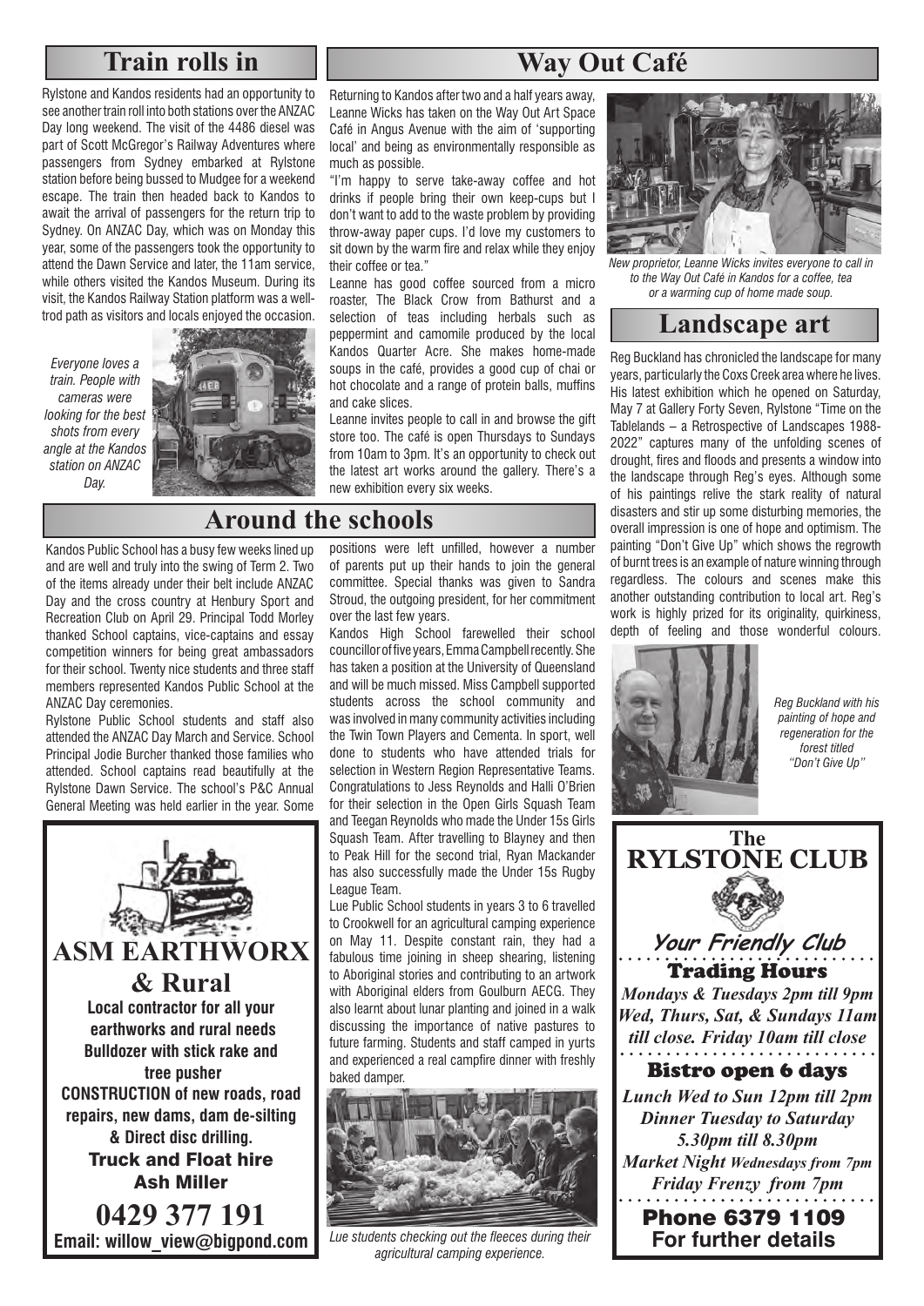## Train rolls in

Rylstone and Kandos residents had an opportunity to see another train roll into both stations over the ANZAC Day long weekend. The visit of the 4486 diesel was part of Scott McGregor's Railway Adventures where passengers from Sydney embarked at Rylstone station before being bussed to Mudgee for a weekend escape. The train then headed back to Kandos to await the arrival of passengers for the return trip to Sydney. On ANZAC Day, which was on Monday this year, some of the passengers took the opportunity to attend the Dawn Service and later, the 11am service, while others visited the Kandos Museum. During its visit, the Kandos Railway Station platform was a well-trod path as visitors and locals enjoyed the occasion.

*Everyone loves a train. People with cameras were looking for the best shots from every angle at the Kandos station on ANZAC Day.*

## Way Out Café

Returning to Kandos after two and a half years away, Leanne Wicks has taken on the Way Out Art Space Café in Angus Avenue with the aim of 'supporting local' and being as environmentally responsible as much as possible.

"I'm happy to serve take-away coffee and hot drinks if people bring their own keep-cups but I don't want to add to the waste problem by providing throw-away paper cups. I'd love my customers to sit down by the warm fire and relax while they enjoy their coffee or tea."

Leanne has good coffee sourced from a micro roaster, The Black Crow from Bathurst and a selection of teas including herbals such as peppermint and camomile produced by the local Kandos Quarter Acre. She makes home-made soups in the café, provides a good cup of chai or hot chocolate and a range of protein balls, muffins and cake slices.

Leanne invites people to call in and browse the gift store too. The café is open Thursdays to Sundays from 10am to 3pm. It's an opportunity to check out the latest art works around the gallery. There's a new exhibition every six weeks.

*New proprietor, Leanne Wicks invites everyone to call in to the Way Out Café in Kandos for a coffee, tea or a warming cup of home made soup.*

## Landscape art

Reg Buckland has chronicled the landscape for many years, particularly the Coxs Creek area where he lives. His latest exhibition which he opened on Saturday, May 7 at Gallery Forty Seven, Rylstone "Time on the Tablelands – a Retrospective of Landscapes 1988-2022" captures many of the unfolding scenes of drought, fires and floods and presents a window into the landscape through Reg's eyes. Although some of his paintings relive the stark reality of natural disasters and stir up some disturbing memories, the overall impression is one of hope and optimism. The painting "Don't Give Up" which shows the regrowth of burnt trees is an example of nature winning through regardless. The colours and scenes make this another outstanding contribution to local art. Reg's work is highly prized for its originality, quirkiness, depth of feeling and those wonderful colours.

*Reg Buckland with his painting of hope and regeneration for the forest titled "Don't Give Up"*

## Around the schools

Kandos Public School has a busy few weeks lined up and are well and truly into the swing of Term 2. Two of the items already under their belt include ANZAC Day and the cross country at Henbury Sport and Recreation Club on April 29. Principal Todd Morley thanked School captains, vice-captains and essay competition winners for being great ambassadors for their school. Twenty nice students and three staff members represented Kandos Public School at the ANZAC Day ceremonies.

Rylstone Public School students and staff also attended the ANZAC Day March and Service. School Principal Jodie Burcher thanked those families who attended. School captains read beautifully at the Rylstone Dawn Service. The school's P&C Annual General Meeting was held earlier in the year. Some positions were left unfilled, however a number of parents put up their hands to join the general committee. Special thanks was given to Sandra Stroud, the outgoing president, for her commitment over the last few years.

Kandos High School farewelled their school councillor of five years, Emma Campbell recently. She has taken a position at the University of Queensland and will be much missed. Miss Campbell supported students across the school community and was involved in many community activities including the Twin Town Players and Cementa. In sport, well done to students who have attended trials for selection in Western Region Representative Teams. Congratulations to Jess Reynolds and Halli O'Brien for their selection in the Open Girls Squash Team and Teegan Reynolds who made the Under 15s Girls Squash Team. After travelling to Blayney and then to Peak Hill for the second trial, Ryan Mackander has also successfully made the Under 15s Rugby League Team.

Lue Public School students in years 3 to 6 travelled to Crookwell for an agricultural camping experience on May 11. Despite constant rain, they had a fabulous time joining in sheep shearing, listening to Aboriginal stories and contributing to an artwork with Aboriginal elders from Goulburn AECG. They also learnt about lunar planting and joined in a walk discussing the importance of native pastures to future farming. Students and staff camped in yurts and experienced a real campfire dinner with freshly baked damper.

*Lue students checking out the fleeces during their agricultural camping experience.*

---

**ASM EARTHWORX & Rural**

**Local contractor for all your earthworks and rural needs**
**Bulldozer with stick rake and tree pusher**
**CONSTRUCTION of new roads, road repairs, new dams, dam de-silting & Direct disc drilling.**
**Truck and Float hire**
**Ash Miller**
**0429 377 191**
**Email: willow_view@bigpond.com**

---

**The RYLSTONE CLUB**

**Your Friendly Club**

**Trading Hours**

*Mondays & Tuesdays 2pm till 9pm*
*Wed, Thurs, Sat, & Sundays 11am till close. Friday 10am till close*

**Bistro open 6 days**

*Lunch Wed to Sun 12pm till 2pm*
*Dinner Tuesday to Saturday 5.30pm till 8.30pm*
*Market Night Wednesdays from 7pm*
*Friday Frenzy from 7pm*

**Phone 6379 1109**
**For further details**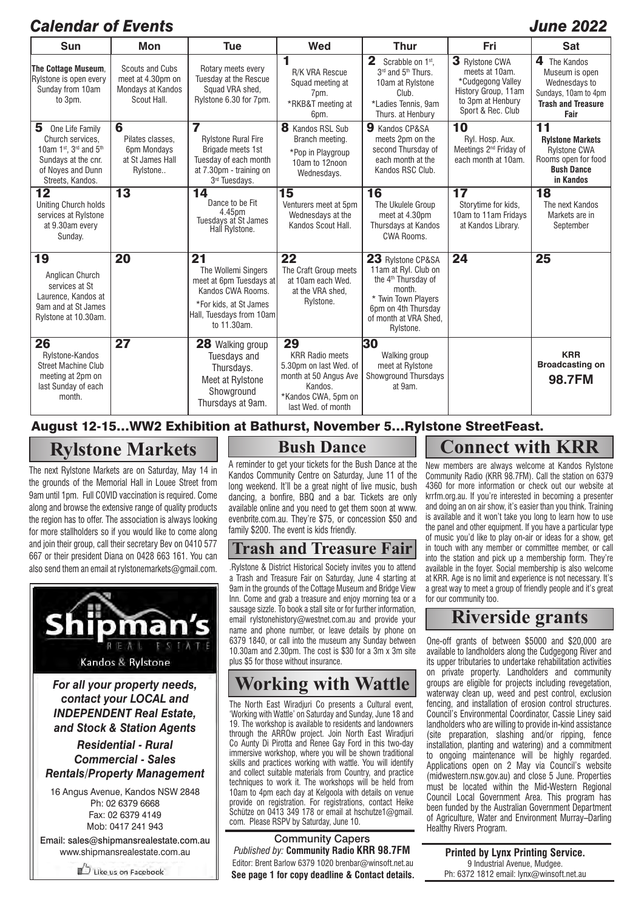## *Calendar of Events* — *June 2022*

| Sun | Mon | Tue | Wed | Thur | Fri | Sat |
|---|---|---|---|---|---|---|
| **The Cottage Museum**, Rylstone is open every Sunday from 10am to 3pm. | Scouts and Cubs meet at 4.30pm on Mondays at Kandos Scout Hall. | Rotary meets every Tuesday at the Rescue Squad VRA shed, Rylstone 6.30 for 7pm. | **1** R/K VRA Rescue Squad meeting at 7pm. *RKB&T meeting at 6pm. | **2** Scrabble on 1st, 3rd and 5th Thurs. 10am at Rylstone Club. *Ladies Tennis, 9am Thurs. at Henbury | **3** Rylstone CWA meets at 10am. *Cudgegong Valley History Group, 11am to 3pm at Henbury Sport & Rec. Club | **4** The Kandos Museum is open Wednesdays to Sundays, 10am to 4pm **Trash and Treasure Fair** |
| **5** One Life Family Church services, 10am 1st, 3rd and 5th Sundays at the cnr. of Noyes and Dunn Streets, Kandos. | **6** Pilates classes, 6pm Mondays at St James Hall Rylstone.. | **7** Rylstone Rural Fire Brigade meets 1st Tuesday of each month at 7.30pm - training on 3rd Tuesdays. | **8** Kandos RSL Sub Branch meeting. *Pop in Playgroup 10am to 12noon Wednesdays. | **9** Kandos CP&SA meets 2pm on the second Thursday of each month at the Kandos RSC Club. | **10** Ryl. Hosp. Aux. Meetings 2nd Friday of each month at 10am. | **11** **Rylstone Markets** Rylstone CWA Rooms open for food **Bush Dance in Kandos** |
| **12** Uniting Church holds services at Rylstone at 9.30am every Sunday. | **13** | **14** Dance to be Fit 4.45pm Tuesdays at St James Hall Rylstone. | **15** Venturers meet at 5pm Wednesdays at the Kandos Scout Hall. | **16** The Ukulele Group meet at 4.30pm Thursdays at Kandos CWA Rooms. | **17** Storytime for kids, 10am to 11am Fridays at Kandos Library. | **18** The next Kandos Markets are in September |
| **19** Anglican Church services at St Laurence, Kandos at 9am and at St James Rylstone at 10.30am. | **20** | **21** The Wollemi Singers meet at 6pm Tuesdays at Kandos CWA Rooms. *For kids, at St James Hall, Tuesdays from 10am to 11.30am. | **22** The Craft Group meets at 10am each Wed. at the VRA shed, Rylstone. | **23** Rylstone CP&SA 11am at Ryl. Club on the 4th Thursday of month. * Twin Town Players 6pm on 4th Thursday of month at VRA Shed, Rylstone. | **24** | **25** |
| **26** Rylstone-Kandos Street Machine Club meeting at 2pm on last Sunday of each month. | **27** | **28** Walking group Tuesdays and Thursdays. Meet at Rylstone Showground Thursdays at 9am. | **29** KRR Radio meets 5.30pm on last Wed. of month at 50 Angus Ave Kandos. *Kandos CWA, 5pm on last Wed. of month | **30** Walking group meet at Rylstone Showground Thursdays at 9am. | | **KRR Broadcasting on 98.7FM** |

**August 12-15...WW2 Exhibition at Bathurst, November 5...Rylstone StreetFeast.**

## Rylstone Markets

The next Rylstone Markets are on Saturday, May 14 in the grounds of the Memorial Hall in Louee Street from 9am until 1pm. Full COVID vaccination is required. Come along and browse the extensive range of quality products the region has to offer. The association is always looking for more stallholders so if you would like to come along and join their group, call their secretary Bev on 0410 577 667 or their president Diana on 0428 663 161. You can also send them an email at rylstonemarkets@gmail.com.

**Shipman's** REAL ESTATE
Kandos & Rylstone

***For all your property needs, contact your LOCAL and INDEPENDENT Real Estate, and Stock & Station Agents***

***Residential - Rural***
***Commercial - Sales***
***Rentals/Property Management***

16 Angus Avenue, Kandos NSW 2848
Ph: 02 6379 6668
Fax: 02 6379 4149
Mob: 0417 241 943

Email: sales@shipmansrealestate.com.au
www.shipmansrealestate.com.au

Like us on Facebook

## Bush Dance

A reminder to get your tickets for the Bush Dance at the Kandos Community Centre on Saturday, June 11 of the long weekend. It'll be a great night of live music, bush dancing, a bonfire, BBQ and a bar. Tickets are only available online and you need to get them soon at www.evenbrite.com.au. They're $75, or concession $50 and family $200. The event is kids friendly.

## Trash and Treasure Fair

.Rylstone & District Historical Society invites you to attend a Trash and Treasure Fair on Saturday, June 4 starting at 9am in the grounds of the Cottage Museum and Bridge View Inn. Come and grab a treasure and enjoy morning tea or a sausage sizzle. To book a stall site or for further information, email rylstonehistory@westnet.com.au and provide your name and phone number, or leave details by phone on 6379 1840, or call into the museum any Sunday between 10.30am and 2.30pm. The cost is $30 for a 3m x 3m site plus $5 for those without insurance.

## Working with Wattle

The North East Wiradjuri Co presents a Cultural event, 'Working with Wattle' on Saturday and Sunday, June 18 and 19. The workshop is available to residents and landowners through the ARROw project. Join North East Wiradjuri Co Aunty Di Pirotta and Renee Gay Ford in this two-day immersive workshop, where you will be shown traditional skills and practices working with wattle. You will identify and collect suitable materials from Country, and practice techniques to work it. The workshops will be held from 10am to 4pm each day at Kelgoola with details on venue provide on registration. For registrations, contact Heike Schütze on 0413 349 178 or email at hschutze1@gmail.com. Please RSPV by Saturday, June 10.

**Community Capers**
*Published by:* **Community Radio KRR 98.7FM**
Editor: Brent Barlow 6379 1020 brenbar@winsoft.net.au
**See page 1 for copy deadline & Contact details.**

## Connect with KRR

New members are always welcome at Kandos Rylstone Community Radio (KRR 98.7FM). Call the station on 6379 4360 for more information or check out our website at krrfm.org.au. If you're interested in becoming a presenter and doing an on air show, it's easier than you think. Training is available and it won't take you long to learn how to use the panel and other equipment. If you have a particular type of music you'd like to play on-air or ideas for a show, get in touch with any member or committee member, or call into the station and pick up a membership form. They're available in the foyer. Social membership is also welcome at KRR. Age is no limit and experience is not necessary. It's a great way to meet a group of friendly people and it's great for our community too.

## Riverside grants

One-off grants of between $5000 and $20,000 are available to landholders along the Cudgegong River and its upper tributaries to undertake rehabilitation activities on private property. Landholders and community groups are eligible for projects including revegetation, waterway clean up, weed and pest control, exclusion fencing, and installation of erosion control structures. Council's Environmental Coordinator, Cassie Liney said landholders who are willing to provide in-kind assistance (site preparation, slashing and/or ripping, fence installation, planting and watering) and a commitment to ongoing maintenance will be highly regarded. Applications open on 2 May via Council's website (midwestern.nsw.gov.au) and close 5 June. Properties must be located within the Mid-Western Regional Council Local Government Area. This program has been funded by the Australian Government Department of Agriculture, Water and Environment Murray–Darling Healthy Rivers Program.

**Printed by Lynx Printing Service.**
9 Industrial Avenue, Mudgee.
Ph: 6372 1812 email: lynx@winsoft.net.au